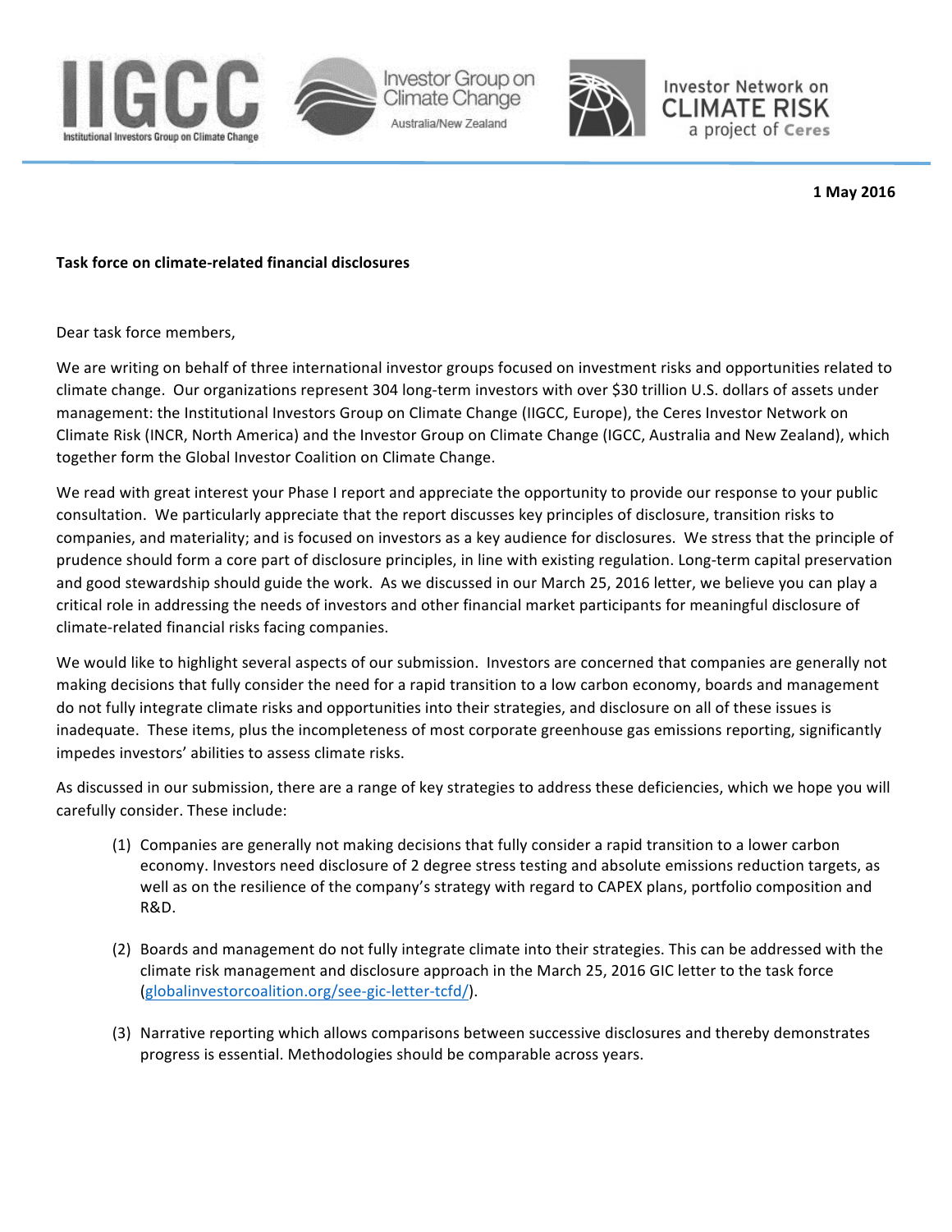IIGCC
Institutional Investors Group on Climate Change

Investor Group on Climate Change
Australia/New Zealand

Investor Network on CLIMATE RISK
a project of Ceres

**1 May 2016**

**Task force on climate-related financial disclosures**

Dear task force members,

We are writing on behalf of three international investor groups focused on investment risks and opportunities related to climate change. Our organizations represent 304 long-term investors with over $30 trillion U.S. dollars of assets under management: the Institutional Investors Group on Climate Change (IIGCC, Europe), the Ceres Investor Network on Climate Risk (INCR, North America) and the Investor Group on Climate Change (IGCC, Australia and New Zealand), which together form the Global Investor Coalition on Climate Change.

We read with great interest your Phase I report and appreciate the opportunity to provide our response to your public consultation. We particularly appreciate that the report discusses key principles of disclosure, transition risks to companies, and materiality; and is focused on investors as a key audience for disclosures. We stress that the principle of prudence should form a core part of disclosure principles, in line with existing regulation. Long-term capital preservation and good stewardship should guide the work. As we discussed in our March 25, 2016 letter, we believe you can play a critical role in addressing the needs of investors and other financial market participants for meaningful disclosure of climate-related financial risks facing companies.

We would like to highlight several aspects of our submission. Investors are concerned that companies are generally not making decisions that fully consider the need for a rapid transition to a low carbon economy, boards and management do not fully integrate climate risks and opportunities into their strategies, and disclosure on all of these issues is inadequate. These items, plus the incompleteness of most corporate greenhouse gas emissions reporting, significantly impedes investors' abilities to assess climate risks.

As discussed in our submission, there are a range of key strategies to address these deficiencies, which we hope you will carefully consider. These include:

(1) Companies are generally not making decisions that fully consider a rapid transition to a lower carbon economy. Investors need disclosure of 2 degree stress testing and absolute emissions reduction targets, as well as on the resilience of the company's strategy with regard to CAPEX plans, portfolio composition and R&D.

(2) Boards and management do not fully integrate climate into their strategies. This can be addressed with the climate risk management and disclosure approach in the March 25, 2016 GIC letter to the task force (globalinvestorcoalition.org/see-gic-letter-tcfd/).

(3) Narrative reporting which allows comparisons between successive disclosures and thereby demonstrates progress is essential. Methodologies should be comparable across years.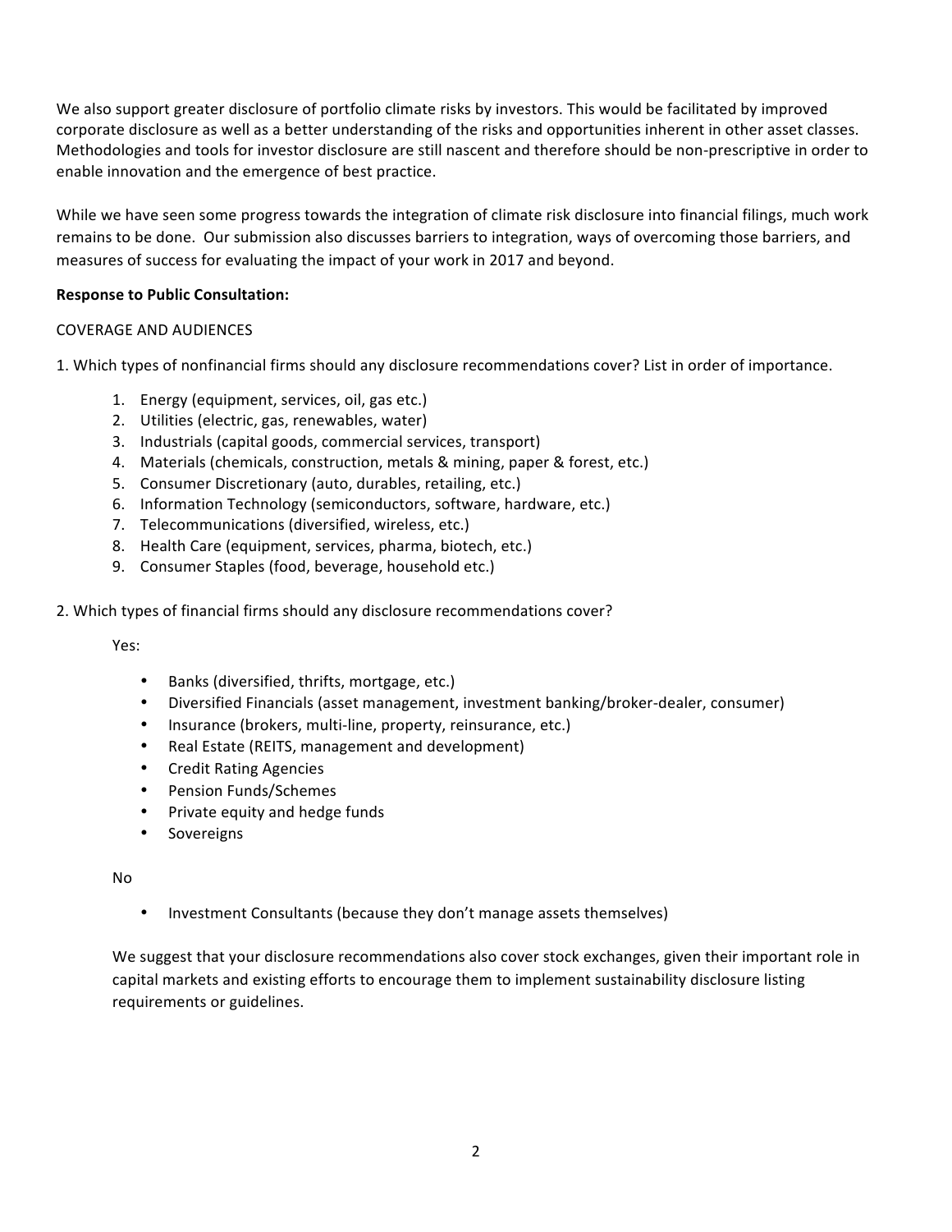We also support greater disclosure of portfolio climate risks by investors. This would be facilitated by improved corporate disclosure as well as a better understanding of the risks and opportunities inherent in other asset classes. Methodologies and tools for investor disclosure are still nascent and therefore should be non-prescriptive in order to enable innovation and the emergence of best practice.

While we have seen some progress towards the integration of climate risk disclosure into financial filings, much work remains to be done. Our submission also discusses barriers to integration, ways of overcoming those barriers, and measures of success for evaluating the impact of your work in 2017 and beyond.

**Response to Public Consultation:**

COVERAGE AND AUDIENCES

1. Which types of nonfinancial firms should any disclosure recommendations cover? List in order of importance.

    1. Energy (equipment, services, oil, gas etc.)
    2. Utilities (electric, gas, renewables, water)
    3. Industrials (capital goods, commercial services, transport)
    4. Materials (chemicals, construction, metals & mining, paper & forest, etc.)
    5. Consumer Discretionary (auto, durables, retailing, etc.)
    6. Information Technology (semiconductors, software, hardware, etc.)
    7. Telecommunications (diversified, wireless, etc.)
    8. Health Care (equipment, services, pharma, biotech, etc.)
    9. Consumer Staples (food, beverage, household etc.)

2. Which types of financial firms should any disclosure recommendations cover?

    Yes:

    - Banks (diversified, thrifts, mortgage, etc.)
    - Diversified Financials (asset management, investment banking/broker-dealer, consumer)
    - Insurance (brokers, multi-line, property, reinsurance, etc.)
    - Real Estate (REITS, management and development)
    - Credit Rating Agencies
    - Pension Funds/Schemes
    - Private equity and hedge funds
    - Sovereigns

    No

    - Investment Consultants (because they don't manage assets themselves)

    We suggest that your disclosure recommendations also cover stock exchanges, given their important role in capital markets and existing efforts to encourage them to implement sustainability disclosure listing requirements or guidelines.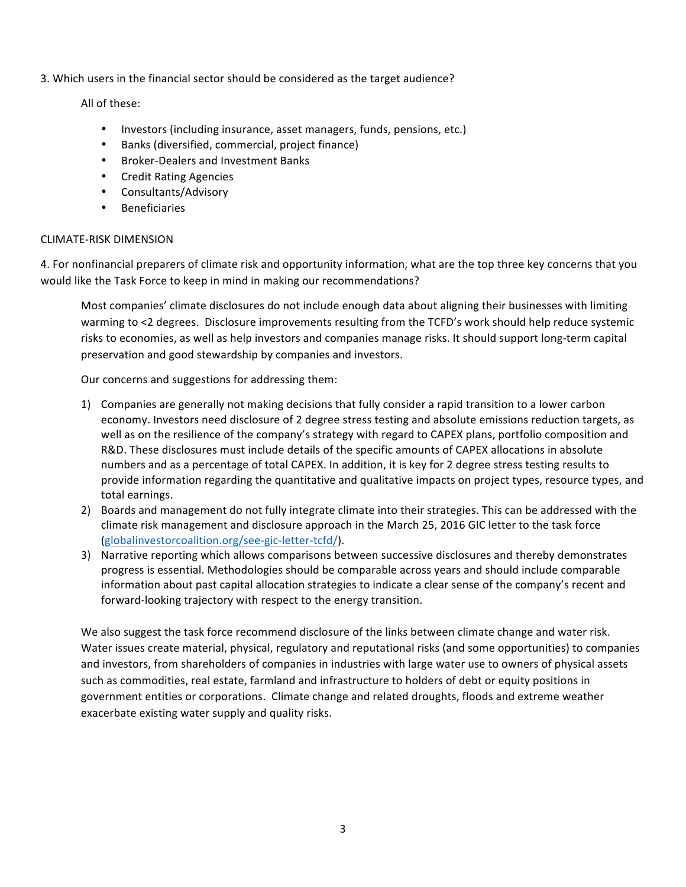3. Which users in the financial sector should be considered as the target audience?

All of these:

- Investors (including insurance, asset managers, funds, pensions, etc.)
- Banks (diversified, commercial, project finance)
- Broker-Dealers and Investment Banks
- Credit Rating Agencies
- Consultants/Advisory
- Beneficiaries

CLIMATE-RISK DIMENSION

4. For nonfinancial preparers of climate risk and opportunity information, what are the top three key concerns that you would like the Task Force to keep in mind in making our recommendations?

Most companies' climate disclosures do not include enough data about aligning their businesses with limiting warming to <2 degrees. Disclosure improvements resulting from the TCFD's work should help reduce systemic risks to economies, as well as help investors and companies manage risks. It should support long-term capital preservation and good stewardship by companies and investors.

Our concerns and suggestions for addressing them:

1) Companies are generally not making decisions that fully consider a rapid transition to a lower carbon economy. Investors need disclosure of 2 degree stress testing and absolute emissions reduction targets, as well as on the resilience of the company's strategy with regard to CAPEX plans, portfolio composition and R&D. These disclosures must include details of the specific amounts of CAPEX allocations in absolute numbers and as a percentage of total CAPEX. In addition, it is key for 2 degree stress testing results to provide information regarding the quantitative and qualitative impacts on project types, resource types, and total earnings.
2) Boards and management do not fully integrate climate into their strategies. This can be addressed with the climate risk management and disclosure approach in the March 25, 2016 GIC letter to the task force (globalinvestorcoalition.org/see-gic-letter-tcfd/).
3) Narrative reporting which allows comparisons between successive disclosures and thereby demonstrates progress is essential. Methodologies should be comparable across years and should include comparable information about past capital allocation strategies to indicate a clear sense of the company's recent and forward-looking trajectory with respect to the energy transition.

We also suggest the task force recommend disclosure of the links between climate change and water risk. Water issues create material, physical, regulatory and reputational risks (and some opportunities) to companies and investors, from shareholders of companies in industries with large water use to owners of physical assets such as commodities, real estate, farmland and infrastructure to holders of debt or equity positions in government entities or corporations. Climate change and related droughts, floods and extreme weather exacerbate existing water supply and quality risks.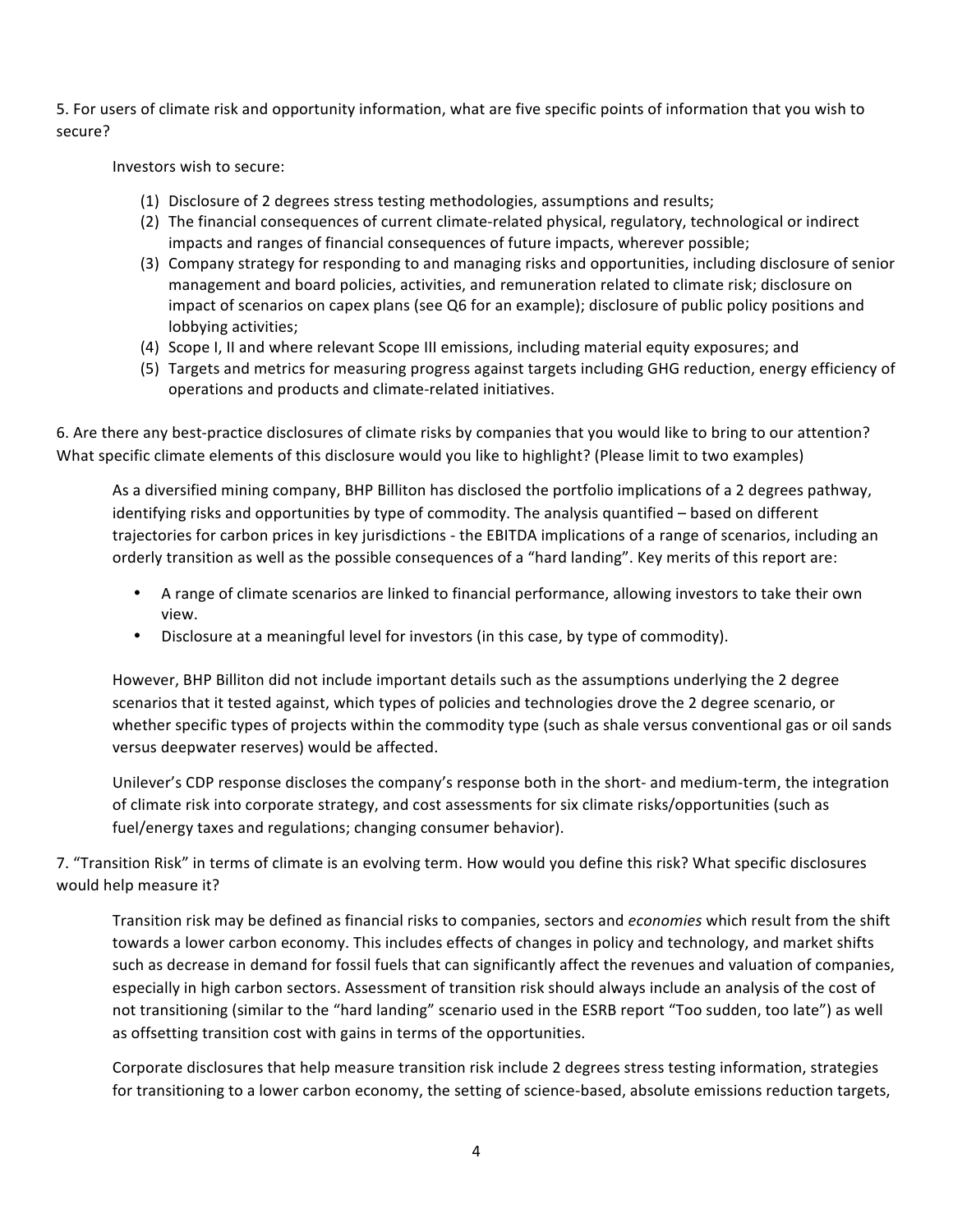5. For users of climate risk and opportunity information, what are five specific points of information that you wish to secure?

Investors wish to secure:

(1) Disclosure of 2 degrees stress testing methodologies, assumptions and results;
(2) The financial consequences of current climate-related physical, regulatory, technological or indirect impacts and ranges of financial consequences of future impacts, wherever possible;
(3) Company strategy for responding to and managing risks and opportunities, including disclosure of senior management and board policies, activities, and remuneration related to climate risk; disclosure on impact of scenarios on capex plans (see Q6 for an example); disclosure of public policy positions and lobbying activities;
(4) Scope I, II and where relevant Scope III emissions, including material equity exposures; and
(5) Targets and metrics for measuring progress against targets including GHG reduction, energy efficiency of operations and products and climate-related initiatives.

6. Are there any best-practice disclosures of climate risks by companies that you would like to bring to our attention? What specific climate elements of this disclosure would you like to highlight? (Please limit to two examples)

As a diversified mining company, BHP Billiton has disclosed the portfolio implications of a 2 degrees pathway, identifying risks and opportunities by type of commodity. The analysis quantified – based on different trajectories for carbon prices in key jurisdictions - the EBITDA implications of a range of scenarios, including an orderly transition as well as the possible consequences of a "hard landing". Key merits of this report are:

- A range of climate scenarios are linked to financial performance, allowing investors to take their own view.
- Disclosure at a meaningful level for investors (in this case, by type of commodity).

However, BHP Billiton did not include important details such as the assumptions underlying the 2 degree scenarios that it tested against, which types of policies and technologies drove the 2 degree scenario, or whether specific types of projects within the commodity type (such as shale versus conventional gas or oil sands versus deepwater reserves) would be affected.

Unilever's CDP response discloses the company's response both in the short- and medium-term, the integration of climate risk into corporate strategy, and cost assessments for six climate risks/opportunities (such as fuel/energy taxes and regulations; changing consumer behavior).

7. "Transition Risk" in terms of climate is an evolving term. How would you define this risk? What specific disclosures would help measure it?

Transition risk may be defined as financial risks to companies, sectors and *economies* which result from the shift towards a lower carbon economy. This includes effects of changes in policy and technology, and market shifts such as decrease in demand for fossil fuels that can significantly affect the revenues and valuation of companies, especially in high carbon sectors. Assessment of transition risk should always include an analysis of the cost of not transitioning (similar to the "hard landing" scenario used in the ESRB report "Too sudden, too late") as well as offsetting transition cost with gains in terms of the opportunities.

Corporate disclosures that help measure transition risk include 2 degrees stress testing information, strategies for transitioning to a lower carbon economy, the setting of science-based, absolute emissions reduction targets,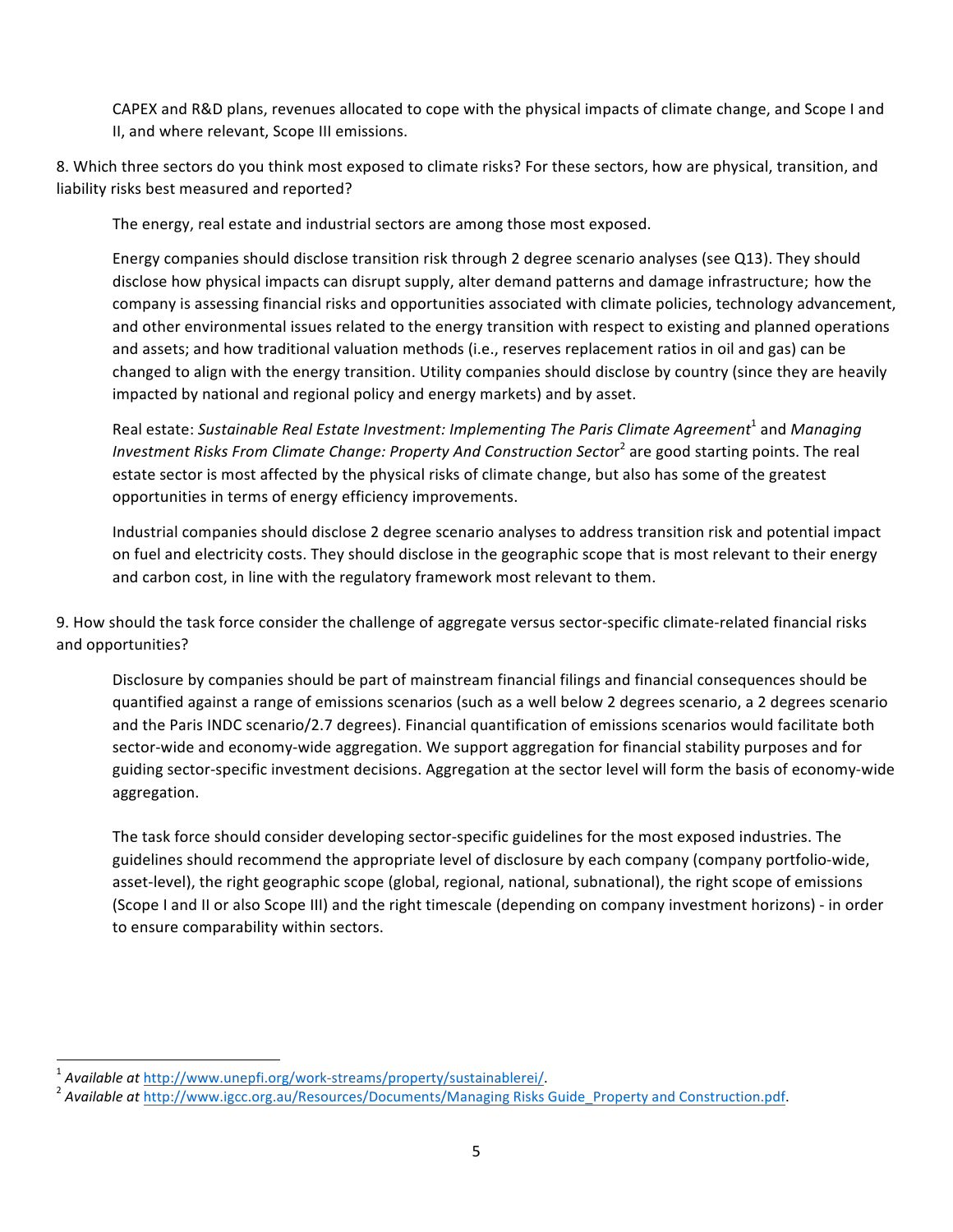CAPEX and R&D plans, revenues allocated to cope with the physical impacts of climate change, and Scope I and II, and where relevant, Scope III emissions.

8. Which three sectors do you think most exposed to climate risks? For these sectors, how are physical, transition, and liability risks best measured and reported?

The energy, real estate and industrial sectors are among those most exposed.

Energy companies should disclose transition risk through 2 degree scenario analyses (see Q13). They should disclose how physical impacts can disrupt supply, alter demand patterns and damage infrastructure; how the company is assessing financial risks and opportunities associated with climate policies, technology advancement, and other environmental issues related to the energy transition with respect to existing and planned operations and assets; and how traditional valuation methods (i.e., reserves replacement ratios in oil and gas) can be changed to align with the energy transition. Utility companies should disclose by country (since they are heavily impacted by national and regional policy and energy markets) and by asset.

Real estate: *Sustainable Real Estate Investment: Implementing The Paris Climate Agreement*[1] and *Managing Investment Risks From Climate Change: Property And Construction Sector*[2] are good starting points. The real estate sector is most affected by the physical risks of climate change, but also has some of the greatest opportunities in terms of energy efficiency improvements.

Industrial companies should disclose 2 degree scenario analyses to address transition risk and potential impact on fuel and electricity costs. They should disclose in the geographic scope that is most relevant to their energy and carbon cost, in line with the regulatory framework most relevant to them.

9. How should the task force consider the challenge of aggregate versus sector-specific climate-related financial risks and opportunities?

Disclosure by companies should be part of mainstream financial filings and financial consequences should be quantified against a range of emissions scenarios (such as a well below 2 degrees scenario, a 2 degrees scenario and the Paris INDC scenario/2.7 degrees). Financial quantification of emissions scenarios would facilitate both sector-wide and economy-wide aggregation. We support aggregation for financial stability purposes and for guiding sector-specific investment decisions. Aggregation at the sector level will form the basis of economy-wide aggregation.

The task force should consider developing sector-specific guidelines for the most exposed industries. The guidelines should recommend the appropriate level of disclosure by each company (company portfolio-wide, asset-level), the right geographic scope (global, regional, national, subnational), the right scope of emissions (Scope I and II or also Scope III) and the right timescale (depending on company investment horizons) - in order to ensure comparability within sectors.

---

[1] *Available at* http://www.unepfi.org/work-streams/property/sustainablerei/.

[2] *Available at* http://www.igcc.org.au/Resources/Documents/Managing Risks Guide_Property and Construction.pdf.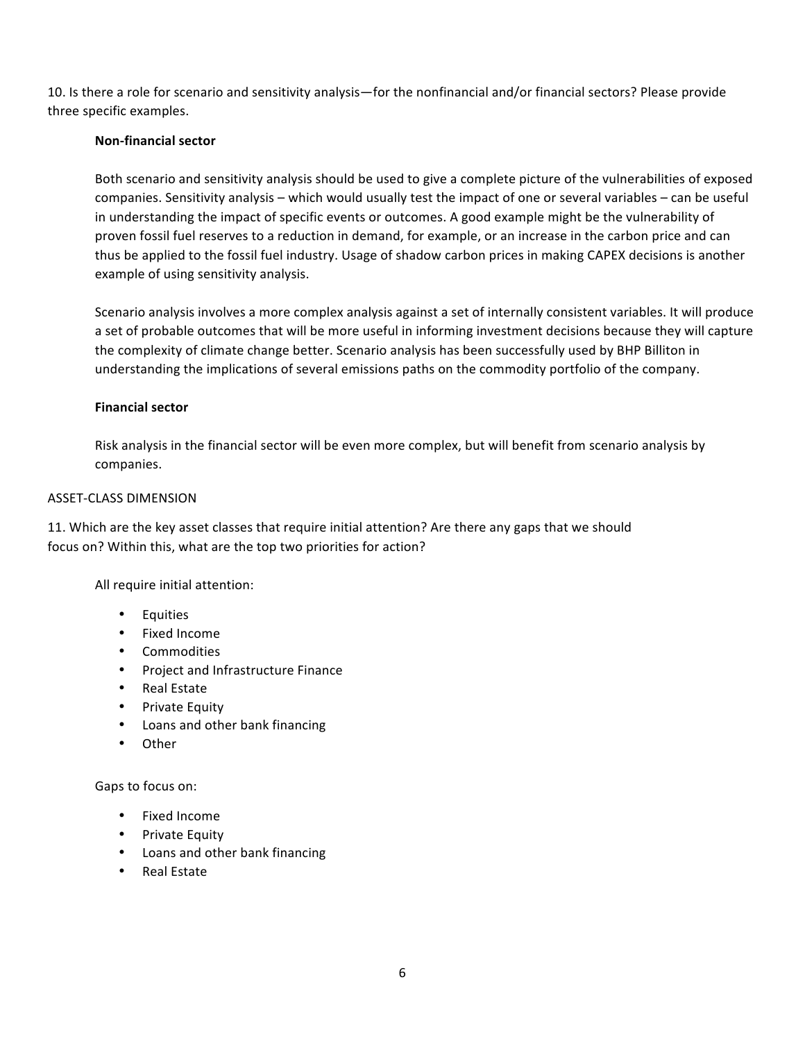10. Is there a role for scenario and sensitivity analysis—for the nonfinancial and/or financial sectors? Please provide three specific examples.

**Non-financial sector**

Both scenario and sensitivity analysis should be used to give a complete picture of the vulnerabilities of exposed companies. Sensitivity analysis – which would usually test the impact of one or several variables – can be useful in understanding the impact of specific events or outcomes. A good example might be the vulnerability of proven fossil fuel reserves to a reduction in demand, for example, or an increase in the carbon price and can thus be applied to the fossil fuel industry. Usage of shadow carbon prices in making CAPEX decisions is another example of using sensitivity analysis.

Scenario analysis involves a more complex analysis against a set of internally consistent variables. It will produce a set of probable outcomes that will be more useful in informing investment decisions because they will capture the complexity of climate change better. Scenario analysis has been successfully used by BHP Billiton in understanding the implications of several emissions paths on the commodity portfolio of the company.

**Financial sector**

Risk analysis in the financial sector will be even more complex, but will benefit from scenario analysis by companies.

ASSET-CLASS DIMENSION

11. Which are the key asset classes that require initial attention? Are there any gaps that we should focus on? Within this, what are the top two priorities for action?

All require initial attention:

- Equities
- Fixed Income
- Commodities
- Project and Infrastructure Finance
- Real Estate
- Private Equity
- Loans and other bank financing
- Other

Gaps to focus on:

- Fixed Income
- Private Equity
- Loans and other bank financing
- Real Estate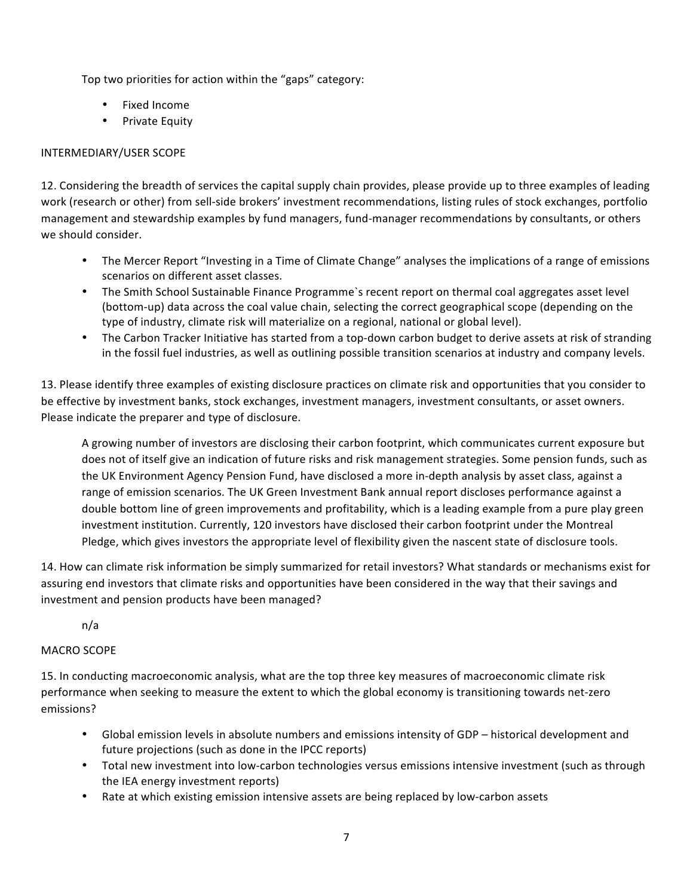Top two priorities for action within the "gaps" category:

- Fixed Income
- Private Equity

INTERMEDIARY/USER SCOPE

12. Considering the breadth of services the capital supply chain provides, please provide up to three examples of leading work (research or other) from sell-side brokers' investment recommendations, listing rules of stock exchanges, portfolio management and stewardship examples by fund managers, fund-manager recommendations by consultants, or others we should consider.

- The Mercer Report "Investing in a Time of Climate Change" analyses the implications of a range of emissions scenarios on different asset classes.
- The Smith School Sustainable Finance Programme`s recent report on thermal coal aggregates asset level (bottom-up) data across the coal value chain, selecting the correct geographical scope (depending on the type of industry, climate risk will materialize on a regional, national or global level).
- The Carbon Tracker Initiative has started from a top-down carbon budget to derive assets at risk of stranding in the fossil fuel industries, as well as outlining possible transition scenarios at industry and company levels.

13. Please identify three examples of existing disclosure practices on climate risk and opportunities that you consider to be effective by investment banks, stock exchanges, investment managers, investment consultants, or asset owners. Please indicate the preparer and type of disclosure.

A growing number of investors are disclosing their carbon footprint, which communicates current exposure but does not of itself give an indication of future risks and risk management strategies. Some pension funds, such as the UK Environment Agency Pension Fund, have disclosed a more in-depth analysis by asset class, against a range of emission scenarios. The UK Green Investment Bank annual report discloses performance against a double bottom line of green improvements and profitability, which is a leading example from a pure play green investment institution. Currently, 120 investors have disclosed their carbon footprint under the Montreal Pledge, which gives investors the appropriate level of flexibility given the nascent state of disclosure tools.

14. How can climate risk information be simply summarized for retail investors? What standards or mechanisms exist for assuring end investors that climate risks and opportunities have been considered in the way that their savings and investment and pension products have been managed?

n/a

MACRO SCOPE

15. In conducting macroeconomic analysis, what are the top three key measures of macroeconomic climate risk performance when seeking to measure the extent to which the global economy is transitioning towards net-zero emissions?

- Global emission levels in absolute numbers and emissions intensity of GDP – historical development and future projections (such as done in the IPCC reports)
- Total new investment into low-carbon technologies versus emissions intensive investment (such as through the IEA energy investment reports)
- Rate at which existing emission intensive assets are being replaced by low-carbon assets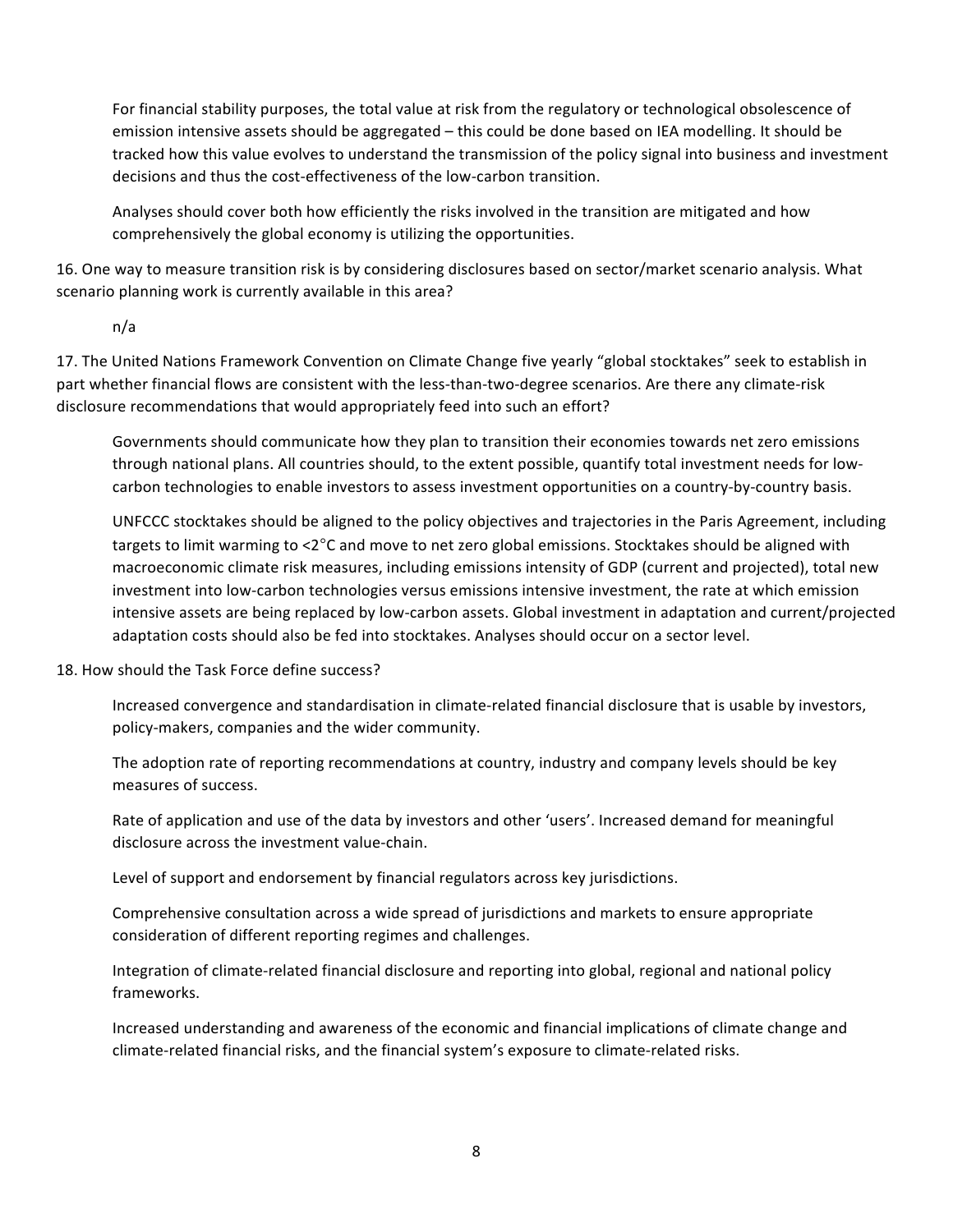For financial stability purposes, the total value at risk from the regulatory or technological obsolescence of emission intensive assets should be aggregated – this could be done based on IEA modelling. It should be tracked how this value evolves to understand the transmission of the policy signal into business and investment decisions and thus the cost-effectiveness of the low-carbon transition.

Analyses should cover both how efficiently the risks involved in the transition are mitigated and how comprehensively the global economy is utilizing the opportunities.

16. One way to measure transition risk is by considering disclosures based on sector/market scenario analysis. What scenario planning work is currently available in this area?

n/a

17. The United Nations Framework Convention on Climate Change five yearly "global stocktakes" seek to establish in part whether financial flows are consistent with the less-than-two-degree scenarios. Are there any climate-risk disclosure recommendations that would appropriately feed into such an effort?

Governments should communicate how they plan to transition their economies towards net zero emissions through national plans. All countries should, to the extent possible, quantify total investment needs for low-carbon technologies to enable investors to assess investment opportunities on a country-by-country basis.

UNFCCC stocktakes should be aligned to the policy objectives and trajectories in the Paris Agreement, including targets to limit warming to <2°C and move to net zero global emissions. Stocktakes should be aligned with macroeconomic climate risk measures, including emissions intensity of GDP (current and projected), total new investment into low-carbon technologies versus emissions intensive investment, the rate at which emission intensive assets are being replaced by low-carbon assets. Global investment in adaptation and current/projected adaptation costs should also be fed into stocktakes. Analyses should occur on a sector level.

18. How should the Task Force define success?

Increased convergence and standardisation in climate-related financial disclosure that is usable by investors, policy-makers, companies and the wider community.

The adoption rate of reporting recommendations at country, industry and company levels should be key measures of success.

Rate of application and use of the data by investors and other 'users'. Increased demand for meaningful disclosure across the investment value-chain.

Level of support and endorsement by financial regulators across key jurisdictions.

Comprehensive consultation across a wide spread of jurisdictions and markets to ensure appropriate consideration of different reporting regimes and challenges.

Integration of climate-related financial disclosure and reporting into global, regional and national policy frameworks.

Increased understanding and awareness of the economic and financial implications of climate change and climate-related financial risks, and the financial system's exposure to climate-related risks.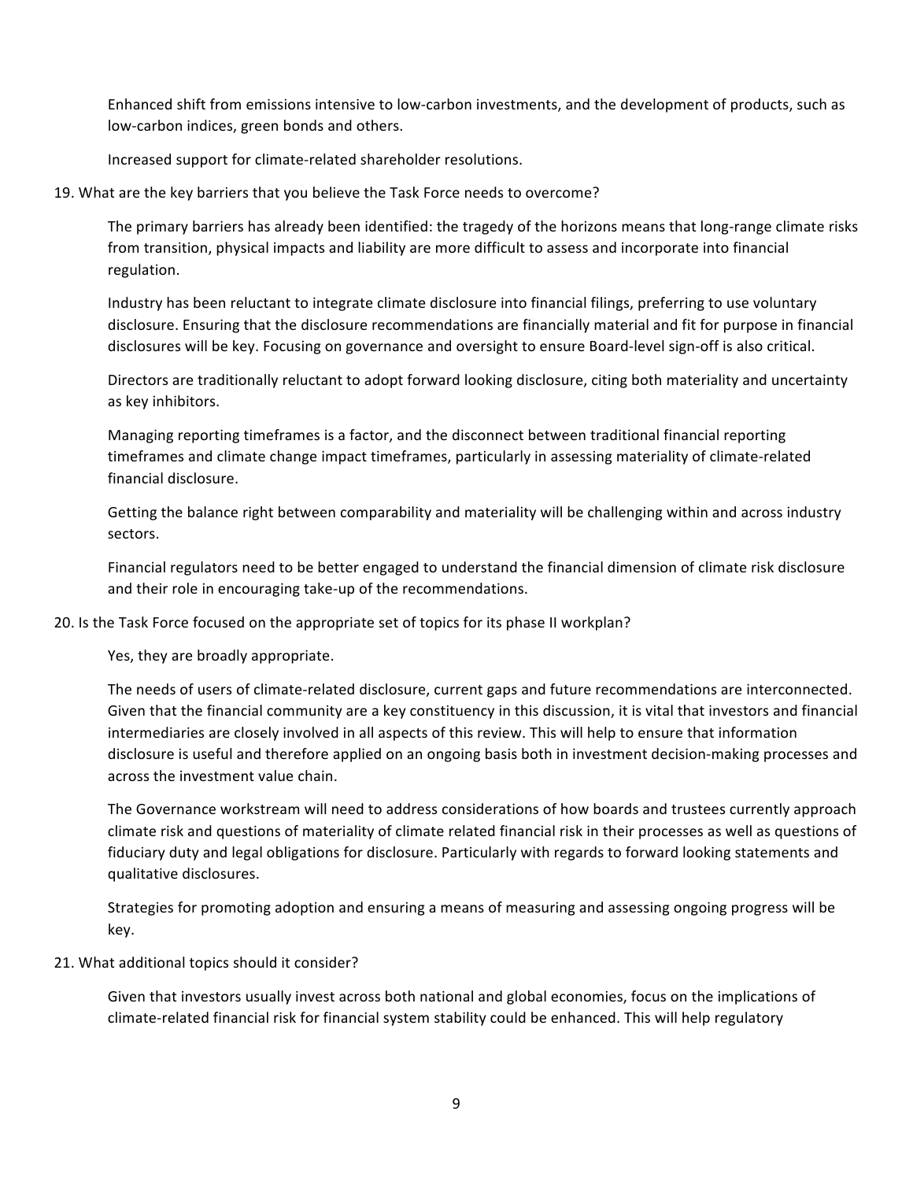Enhanced shift from emissions intensive to low-carbon investments, and the development of products, such as low-carbon indices, green bonds and others.

Increased support for climate-related shareholder resolutions.

19. What are the key barriers that you believe the Task Force needs to overcome?

The primary barriers has already been identified: the tragedy of the horizons means that long-range climate risks from transition, physical impacts and liability are more difficult to assess and incorporate into financial regulation.

Industry has been reluctant to integrate climate disclosure into financial filings, preferring to use voluntary disclosure. Ensuring that the disclosure recommendations are financially material and fit for purpose in financial disclosures will be key. Focusing on governance and oversight to ensure Board-level sign-off is also critical.

Directors are traditionally reluctant to adopt forward looking disclosure, citing both materiality and uncertainty as key inhibitors.

Managing reporting timeframes is a factor, and the disconnect between traditional financial reporting timeframes and climate change impact timeframes, particularly in assessing materiality of climate-related financial disclosure.

Getting the balance right between comparability and materiality will be challenging within and across industry sectors.

Financial regulators need to be better engaged to understand the financial dimension of climate risk disclosure and their role in encouraging take-up of the recommendations.

20. Is the Task Force focused on the appropriate set of topics for its phase II workplan?

Yes, they are broadly appropriate.

The needs of users of climate-related disclosure, current gaps and future recommendations are interconnected. Given that the financial community are a key constituency in this discussion, it is vital that investors and financial intermediaries are closely involved in all aspects of this review. This will help to ensure that information disclosure is useful and therefore applied on an ongoing basis both in investment decision-making processes and across the investment value chain.

The Governance workstream will need to address considerations of how boards and trustees currently approach climate risk and questions of materiality of climate related financial risk in their processes as well as questions of fiduciary duty and legal obligations for disclosure. Particularly with regards to forward looking statements and qualitative disclosures.

Strategies for promoting adoption and ensuring a means of measuring and assessing ongoing progress will be key.

21. What additional topics should it consider?

Given that investors usually invest across both national and global economies, focus on the implications of climate-related financial risk for financial system stability could be enhanced. This will help regulatory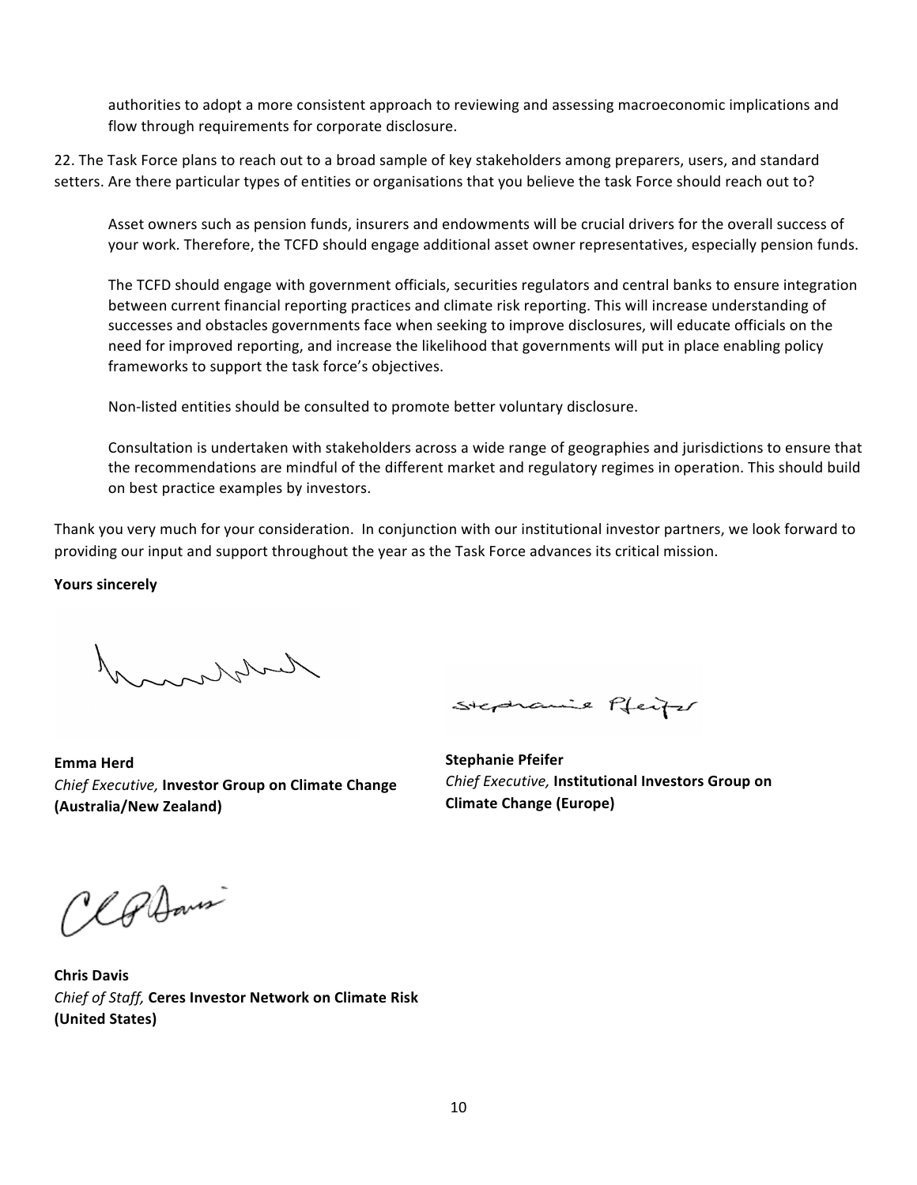authorities to adopt a more consistent approach to reviewing and assessing macroeconomic implications and flow through requirements for corporate disclosure.

22. The Task Force plans to reach out to a broad sample of key stakeholders among preparers, users, and standard setters. Are there particular types of entities or organisations that you believe the task Force should reach out to?

Asset owners such as pension funds, insurers and endowments will be crucial drivers for the overall success of your work. Therefore, the TCFD should engage additional asset owner representatives, especially pension funds.

The TCFD should engage with government officials, securities regulators and central banks to ensure integration between current financial reporting practices and climate risk reporting. This will increase understanding of successes and obstacles governments face when seeking to improve disclosures, will educate officials on the need for improved reporting, and increase the likelihood that governments will put in place enabling policy frameworks to support the task force's objectives.

Non-listed entities should be consulted to promote better voluntary disclosure.

Consultation is undertaken with stakeholders across a wide range of geographies and jurisdictions to ensure that the recommendations are mindful of the different market and regulatory regimes in operation. This should build on best practice examples by investors.

Thank you very much for your consideration. In conjunction with our institutional investor partners, we look forward to providing our input and support throughout the year as the Task Force advances its critical mission.

**Yours sincerely**

**Emma Herd**
*Chief Executive,* **Investor Group on Climate Change (Australia/New Zealand)**

**Stephanie Pfeifer**
*Chief Executive,* **Institutional Investors Group on Climate Change (Europe)**

**Chris Davis**
*Chief of Staff,* **Ceres Investor Network on Climate Risk (United States)**